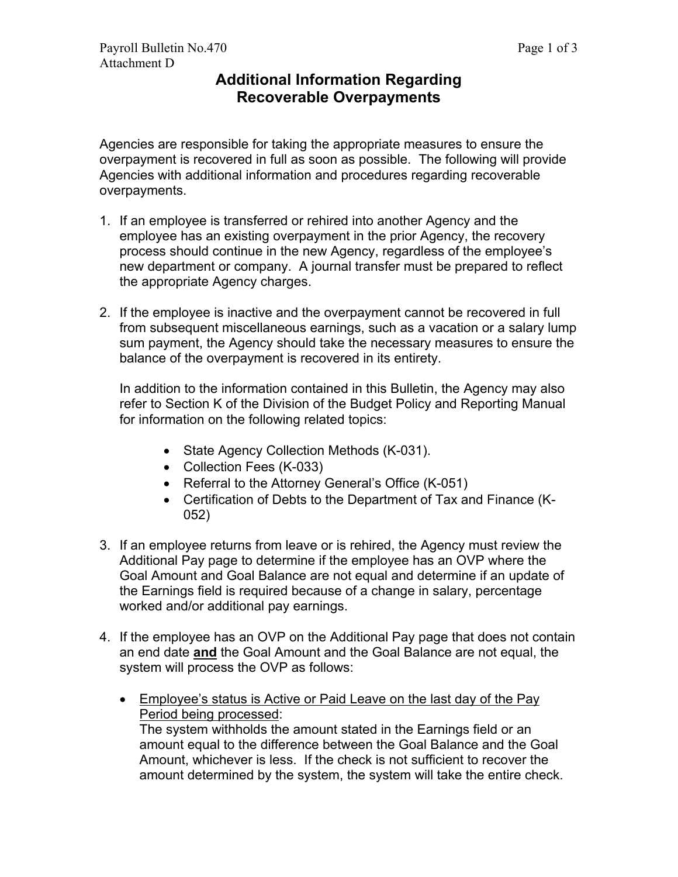Payroll Bulletin No.470
Attachment D

# Additional Information Regarding Recoverable Overpayments

Agencies are responsible for taking the appropriate measures to ensure the overpayment is recovered in full as soon as possible. The following will provide Agencies with additional information and procedures regarding recoverable overpayments.

1. If an employee is transferred or rehired into another Agency and the employee has an existing overpayment in the prior Agency, the recovery process should continue in the new Agency, regardless of the employee's new department or company. A journal transfer must be prepared to reflect the appropriate Agency charges.

2. If the employee is inactive and the overpayment cannot be recovered in full from subsequent miscellaneous earnings, such as a vacation or a salary lump sum payment, the Agency should take the necessary measures to ensure the balance of the overpayment is recovered in its entirety.

   In addition to the information contained in this Bulletin, the Agency may also refer to Section K of the Division of the Budget Policy and Reporting Manual for information on the following related topics:

   - State Agency Collection Methods (K-031).
   - Collection Fees (K-033)
   - Referral to the Attorney General's Office (K-051)
   - Certification of Debts to the Department of Tax and Finance (K-052)

3. If an employee returns from leave or is rehired, the Agency must review the Additional Pay page to determine if the employee has an OVP where the Goal Amount and Goal Balance are not equal and determine if an update of the Earnings field is required because of a change in salary, percentage worked and/or additional pay earnings.

4. If the employee has an OVP on the Additional Pay page that does not contain an end date **and** the Goal Amount and the Goal Balance are not equal, the system will process the OVP as follows:

   - Employee's status is Active or Paid Leave on the last day of the Pay Period being processed:
     The system withholds the amount stated in the Earnings field or an amount equal to the difference between the Goal Balance and the Goal Amount, whichever is less. If the check is not sufficient to recover the amount determined by the system, the system will take the entire check.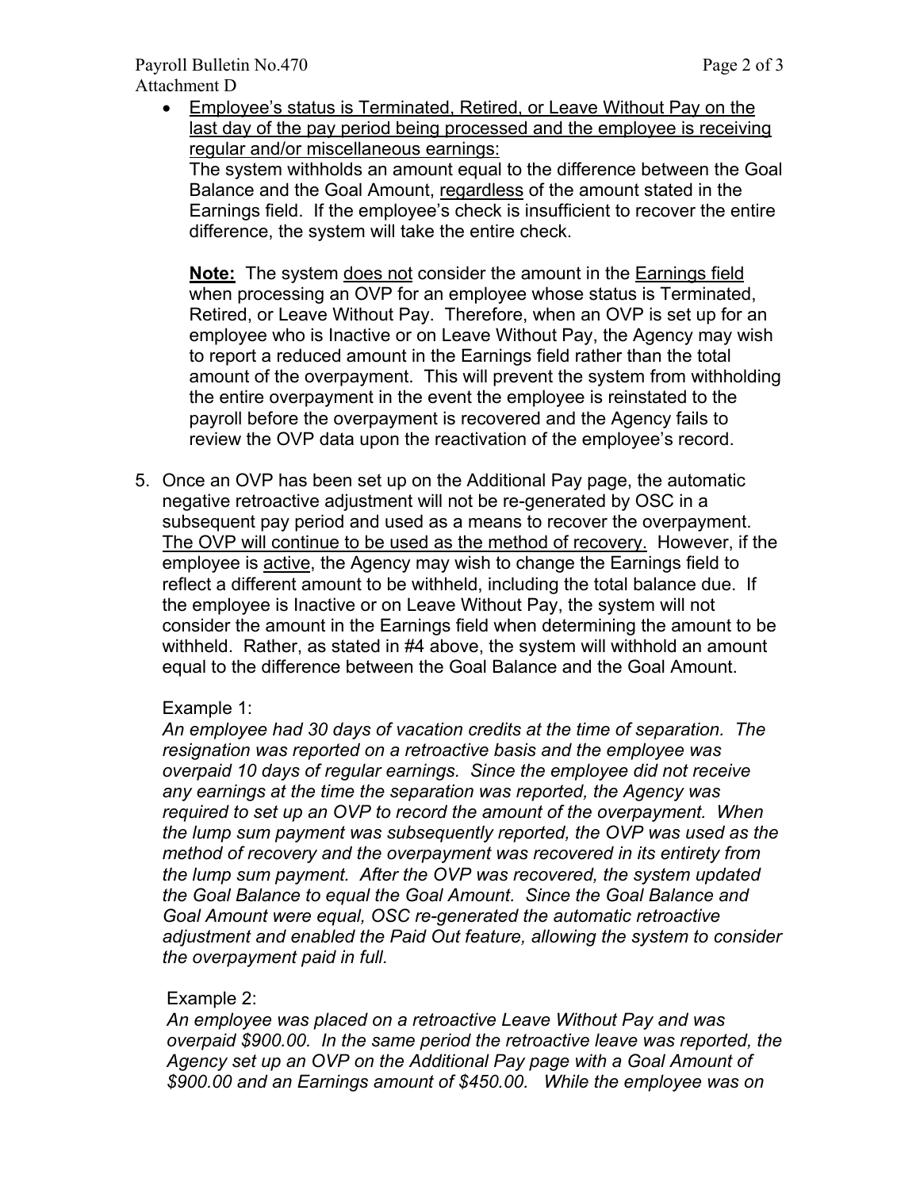- <u>Employee's status is Terminated, Retired, or Leave Without Pay on the last day of the pay period being processed and the employee is receiving regular and/or miscellaneous earnings:</u>
  The system withholds an amount equal to the difference between the Goal Balance and the Goal Amount, <u>regardless</u> of the amount stated in the Earnings field. If the employee's check is insufficient to recover the entire difference, the system will take the entire check.

  **<u>Note:</u>** The system <u>does not</u> consider the amount in the <u>Earnings field</u> when processing an OVP for an employee whose status is Terminated, Retired, or Leave Without Pay. Therefore, when an OVP is set up for an employee who is Inactive or on Leave Without Pay, the Agency may wish to report a reduced amount in the Earnings field rather than the total amount of the overpayment. This will prevent the system from withholding the entire overpayment in the event the employee is reinstated to the payroll before the overpayment is recovered and the Agency fails to review the OVP data upon the reactivation of the employee's record.

5. Once an OVP has been set up on the Additional Pay page, the automatic negative retroactive adjustment will not be re-generated by OSC in a subsequent pay period and used as a means to recover the overpayment. <u>The OVP will continue to be used as the method of recovery.</u> However, if the employee is <u>active</u>, the Agency may wish to change the Earnings field to reflect a different amount to be withheld, including the total balance due. If the employee is Inactive or on Leave Without Pay, the system will not consider the amount in the Earnings field when determining the amount to be withheld. Rather, as stated in #4 above, the system will withhold an amount equal to the difference between the Goal Balance and the Goal Amount.

   Example 1:
   *An employee had 30 days of vacation credits at the time of separation. The resignation was reported on a retroactive basis and the employee was overpaid 10 days of regular earnings. Since the employee did not receive any earnings at the time the separation was reported, the Agency was required to set up an OVP to record the amount of the overpayment. When the lump sum payment was subsequently reported, the OVP was used as the method of recovery and the overpayment was recovered in its entirety from the lump sum payment. After the OVP was recovered, the system updated the Goal Balance to equal the Goal Amount. Since the Goal Balance and Goal Amount were equal, OSC re-generated the automatic retroactive adjustment and enabled the Paid Out feature, allowing the system to consider the overpayment paid in full.*

   Example 2:
   *An employee was placed on a retroactive Leave Without Pay and was overpaid $900.00. In the same period the retroactive leave was reported, the Agency set up an OVP on the Additional Pay page with a Goal Amount of $900.00 and an Earnings amount of $450.00. While the employee was on*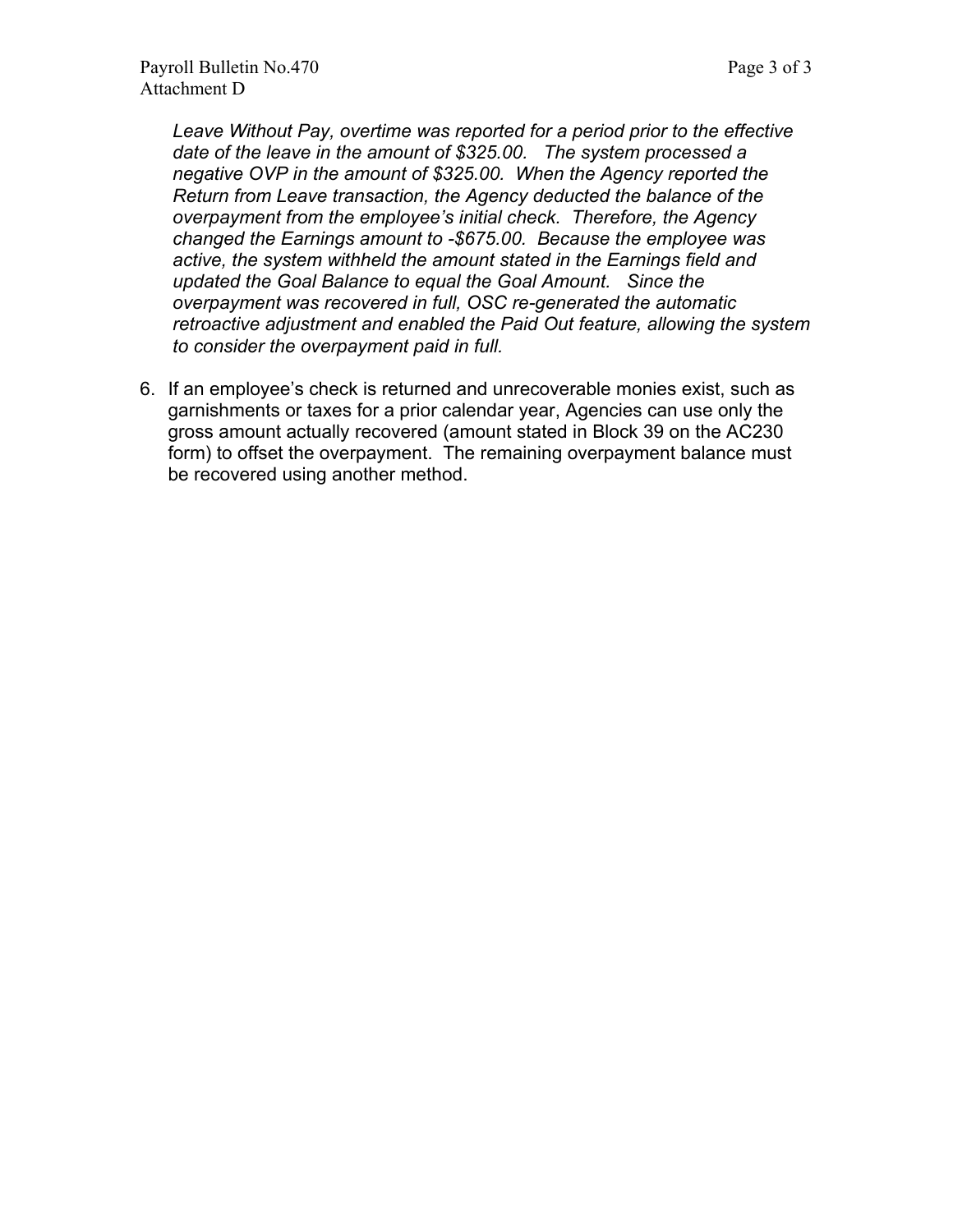*Leave Without Pay, overtime was reported for a period prior to the effective date of the leave in the amount of $325.00. The system processed a negative OVP in the amount of $325.00. When the Agency reported the Return from Leave transaction, the Agency deducted the balance of the overpayment from the employee's initial check. Therefore, the Agency changed the Earnings amount to -$675.00. Because the employee was active, the system withheld the amount stated in the Earnings field and updated the Goal Balance to equal the Goal Amount. Since the overpayment was recovered in full, OSC re-generated the automatic retroactive adjustment and enabled the Paid Out feature, allowing the system to consider the overpayment paid in full.*

6. If an employee's check is returned and unrecoverable monies exist, such as garnishments or taxes for a prior calendar year, Agencies can use only the gross amount actually recovered (amount stated in Block 39 on the AC230 form) to offset the overpayment. The remaining overpayment balance must be recovered using another method.